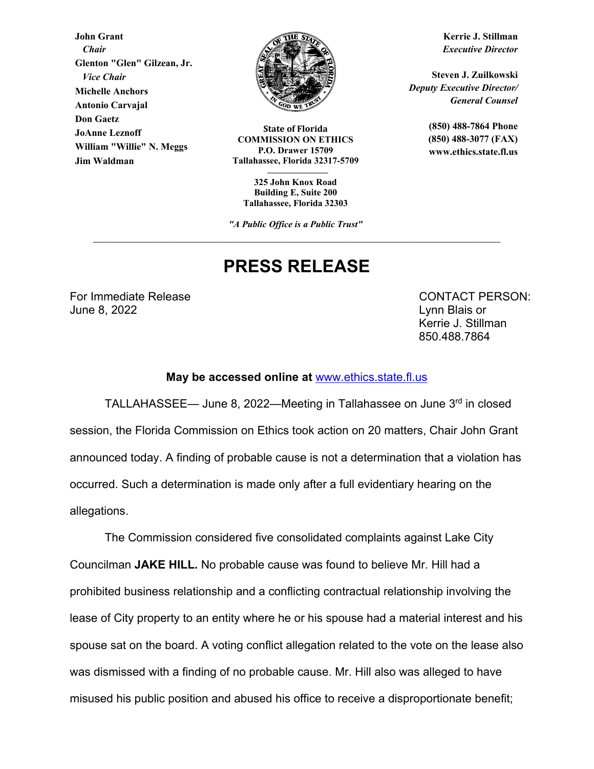**John Grant**
*Chair*
**Glenton "Glen" Gilzean, Jr.**
*Vice Chair*
**Michelle Anchors**
**Antonio Carvajal**
**Don Gaetz**
**JoAnne Leznoff**
**William "Willie" N. Meggs**
**Jim Waldman**

**State of Florida**
**COMMISSION ON ETHICS**
**P.O. Drawer 15709**
**Tallahassee, Florida 32317-5709**

**325 John Knox Road**
**Building E, Suite 200**
**Tallahassee, Florida 32303**

*"A Public Office is a Public Trust"*

**Kerrie J. Stillman**
*Executive Director*

**Steven J. Zuilkowski**
*Deputy Executive Director/ General Counsel*

**(850) 488-7864 Phone**
**(850) 488-3077 (FAX)**
**www.ethics.state.fl.us**

---

# PRESS RELEASE

For Immediate Release
June 8, 2022

CONTACT PERSON:
Lynn Blais or
Kerrie J. Stillman
850.488.7864

**May be accessed online at www.ethics.state.fl.us**

TALLAHASSEE— June 8, 2022—Meeting in Tallahassee on June 3rd in closed session, the Florida Commission on Ethics took action on 20 matters, Chair John Grant announced today. A finding of probable cause is not a determination that a violation has occurred. Such a determination is made only after a full evidentiary hearing on the allegations.

The Commission considered five consolidated complaints against Lake City Councilman **JAKE HILL.** No probable cause was found to believe Mr. Hill had a prohibited business relationship and a conflicting contractual relationship involving the lease of City property to an entity where he or his spouse had a material interest and his spouse sat on the board. A voting conflict allegation related to the vote on the lease also was dismissed with a finding of no probable cause. Mr. Hill also was alleged to have misused his public position and abused his office to receive a disproportionate benefit;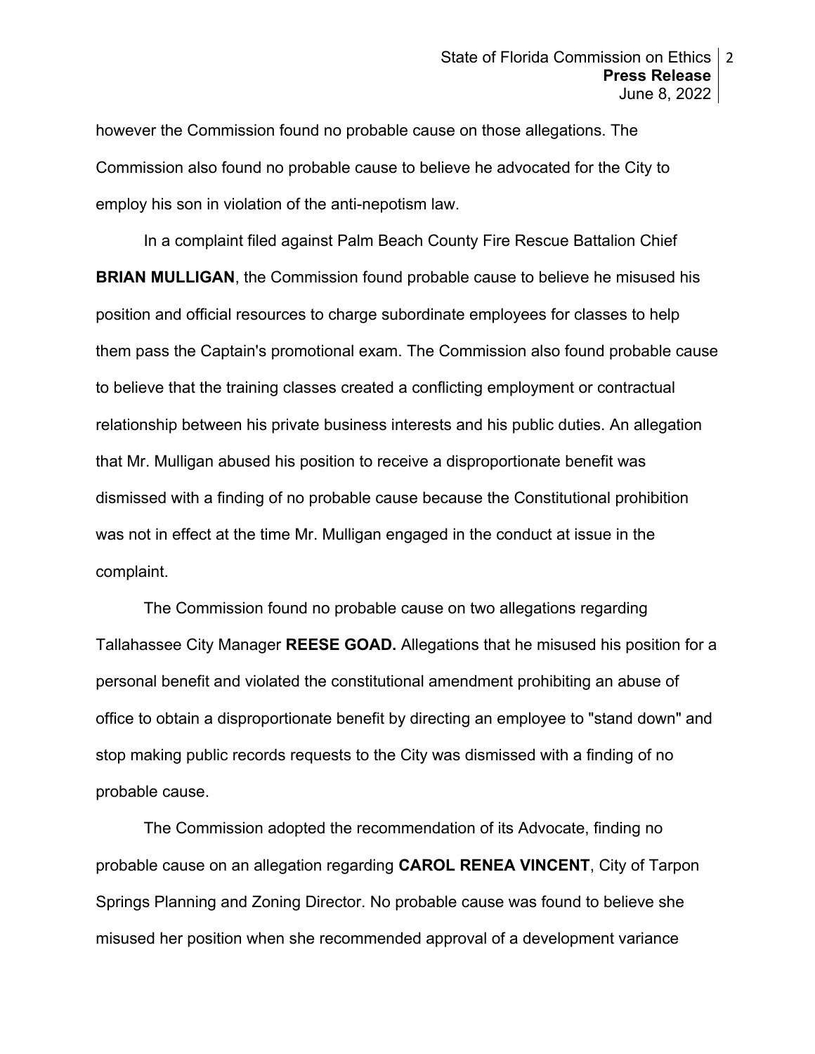however the Commission found no probable cause on those allegations. The Commission also found no probable cause to believe he advocated for the City to employ his son in violation of the anti-nepotism law.

In a complaint filed against Palm Beach County Fire Rescue Battalion Chief **BRIAN MULLIGAN**, the Commission found probable cause to believe he misused his position and official resources to charge subordinate employees for classes to help them pass the Captain's promotional exam. The Commission also found probable cause to believe that the training classes created a conflicting employment or contractual relationship between his private business interests and his public duties. An allegation that Mr. Mulligan abused his position to receive a disproportionate benefit was dismissed with a finding of no probable cause because the Constitutional prohibition was not in effect at the time Mr. Mulligan engaged in the conduct at issue in the complaint.

The Commission found no probable cause on two allegations regarding Tallahassee City Manager **REESE GOAD.** Allegations that he misused his position for a personal benefit and violated the constitutional amendment prohibiting an abuse of office to obtain a disproportionate benefit by directing an employee to "stand down" and stop making public records requests to the City was dismissed with a finding of no probable cause.

The Commission adopted the recommendation of its Advocate, finding no probable cause on an allegation regarding **CAROL RENEA VINCENT**, City of Tarpon Springs Planning and Zoning Director. No probable cause was found to believe she misused her position when she recommended approval of a development variance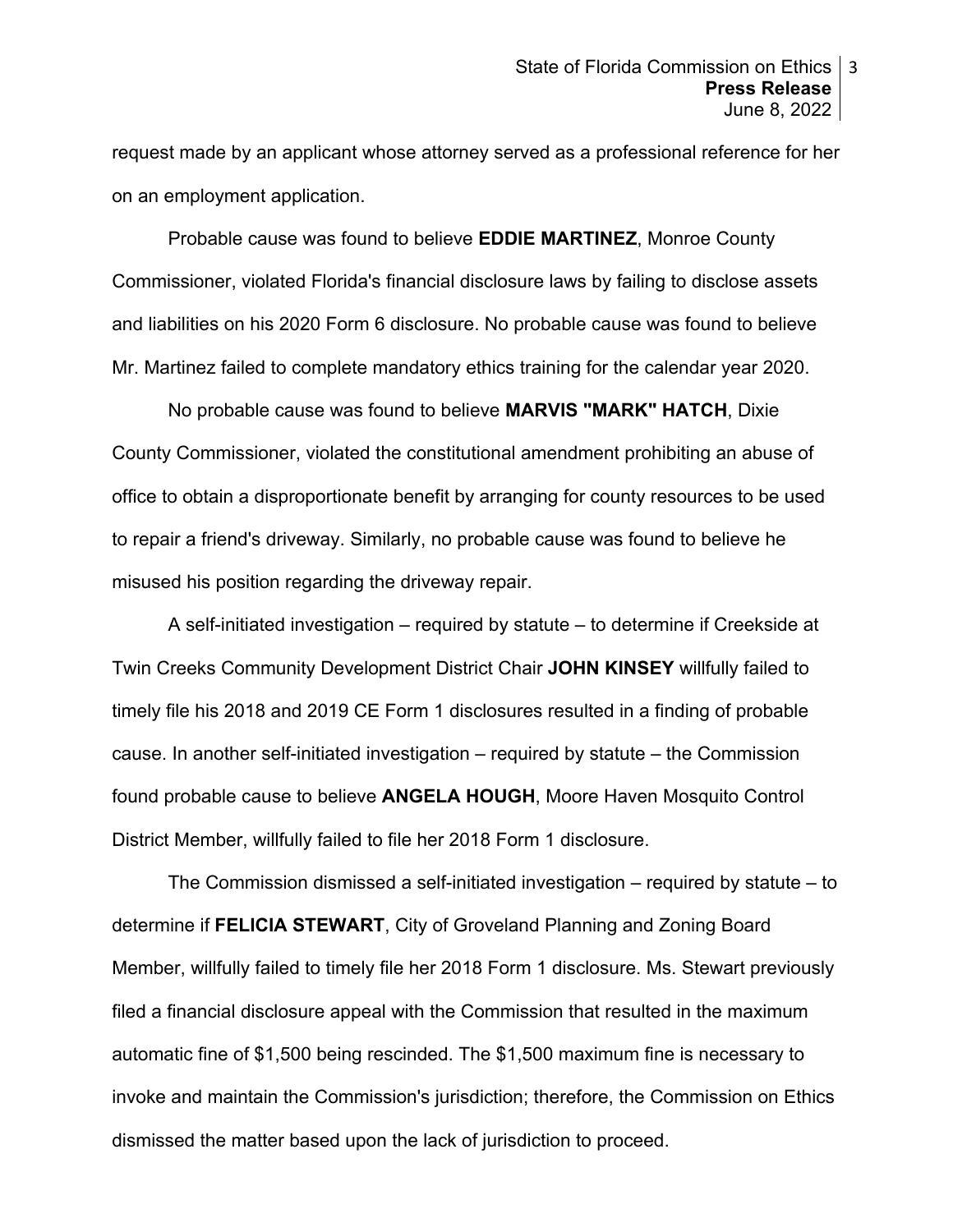request made by an applicant whose attorney served as a professional reference for her on an employment application.

Probable cause was found to believe **EDDIE MARTINEZ**, Monroe County Commissioner, violated Florida's financial disclosure laws by failing to disclose assets and liabilities on his 2020 Form 6 disclosure. No probable cause was found to believe Mr. Martinez failed to complete mandatory ethics training for the calendar year 2020.

No probable cause was found to believe **MARVIS "MARK" HATCH**, Dixie County Commissioner, violated the constitutional amendment prohibiting an abuse of office to obtain a disproportionate benefit by arranging for county resources to be used to repair a friend's driveway. Similarly, no probable cause was found to believe he misused his position regarding the driveway repair.

A self-initiated investigation – required by statute – to determine if Creekside at Twin Creeks Community Development District Chair **JOHN KINSEY** willfully failed to timely file his 2018 and 2019 CE Form 1 disclosures resulted in a finding of probable cause. In another self-initiated investigation – required by statute – the Commission found probable cause to believe **ANGELA HOUGH**, Moore Haven Mosquito Control District Member, willfully failed to file her 2018 Form 1 disclosure.

The Commission dismissed a self-initiated investigation – required by statute – to determine if **FELICIA STEWART**, City of Groveland Planning and Zoning Board Member, willfully failed to timely file her 2018 Form 1 disclosure. Ms. Stewart previously filed a financial disclosure appeal with the Commission that resulted in the maximum automatic fine of $1,500 being rescinded. The $1,500 maximum fine is necessary to invoke and maintain the Commission's jurisdiction; therefore, the Commission on Ethics dismissed the matter based upon the lack of jurisdiction to proceed.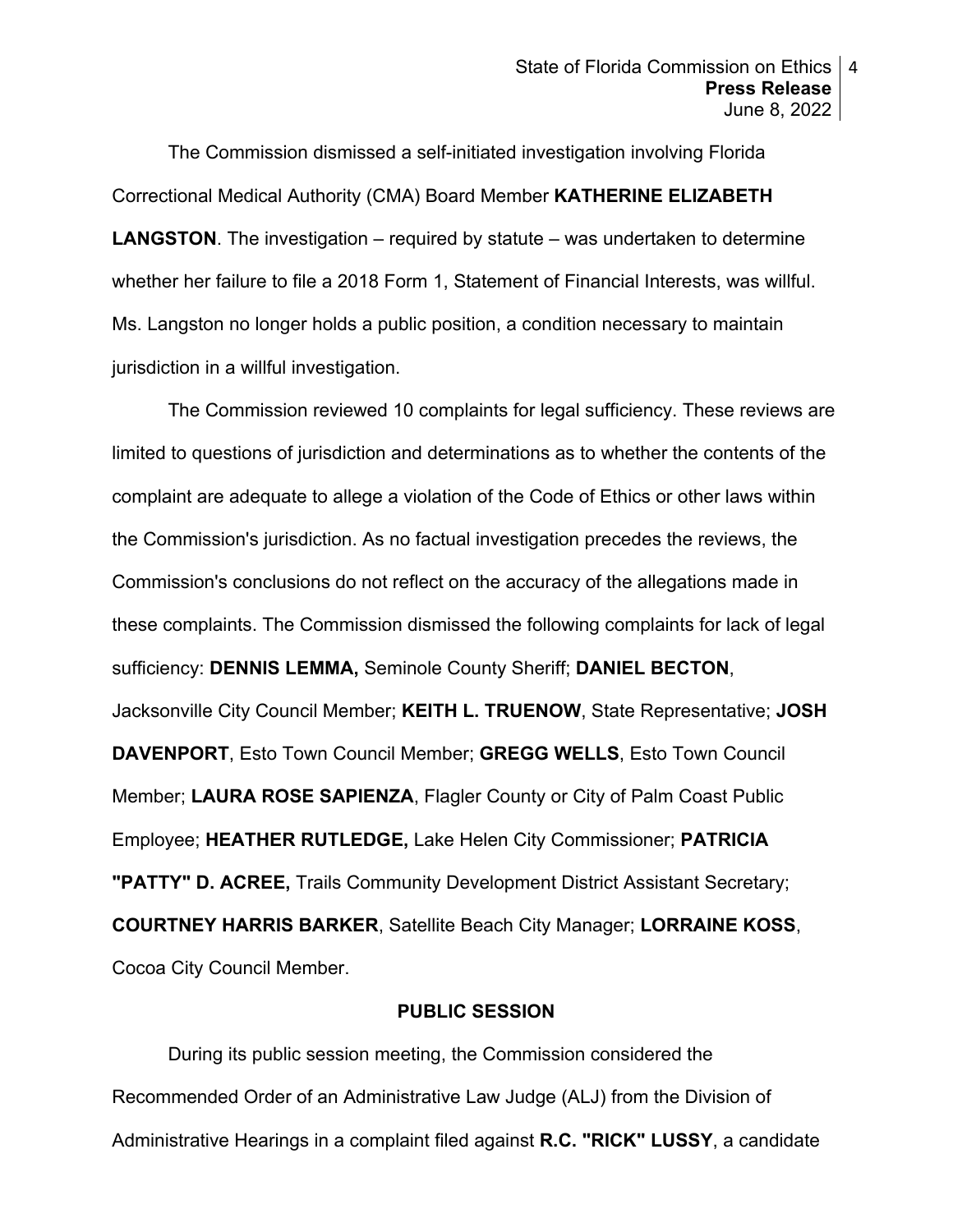The Commission dismissed a self-initiated investigation involving Florida Correctional Medical Authority (CMA) Board Member **KATHERINE ELIZABETH LANGSTON**. The investigation – required by statute – was undertaken to determine whether her failure to file a 2018 Form 1, Statement of Financial Interests, was willful. Ms. Langston no longer holds a public position, a condition necessary to maintain jurisdiction in a willful investigation.

The Commission reviewed 10 complaints for legal sufficiency. These reviews are limited to questions of jurisdiction and determinations as to whether the contents of the complaint are adequate to allege a violation of the Code of Ethics or other laws within the Commission's jurisdiction. As no factual investigation precedes the reviews, the Commission's conclusions do not reflect on the accuracy of the allegations made in these complaints. The Commission dismissed the following complaints for lack of legal sufficiency: **DENNIS LEMMA,** Seminole County Sheriff; **DANIEL BECTON**, Jacksonville City Council Member; **KEITH L. TRUENOW**, State Representative; **JOSH DAVENPORT**, Esto Town Council Member; **GREGG WELLS**, Esto Town Council Member; **LAURA ROSE SAPIENZA**, Flagler County or City of Palm Coast Public Employee; **HEATHER RUTLEDGE,** Lake Helen City Commissioner; **PATRICIA "PATTY" D. ACREE,** Trails Community Development District Assistant Secretary; **COURTNEY HARRIS BARKER**, Satellite Beach City Manager; **LORRAINE KOSS**, Cocoa City Council Member.

## PUBLIC SESSION

During its public session meeting, the Commission considered the Recommended Order of an Administrative Law Judge (ALJ) from the Division of Administrative Hearings in a complaint filed against **R.C. "RICK" LUSSY**, a candidate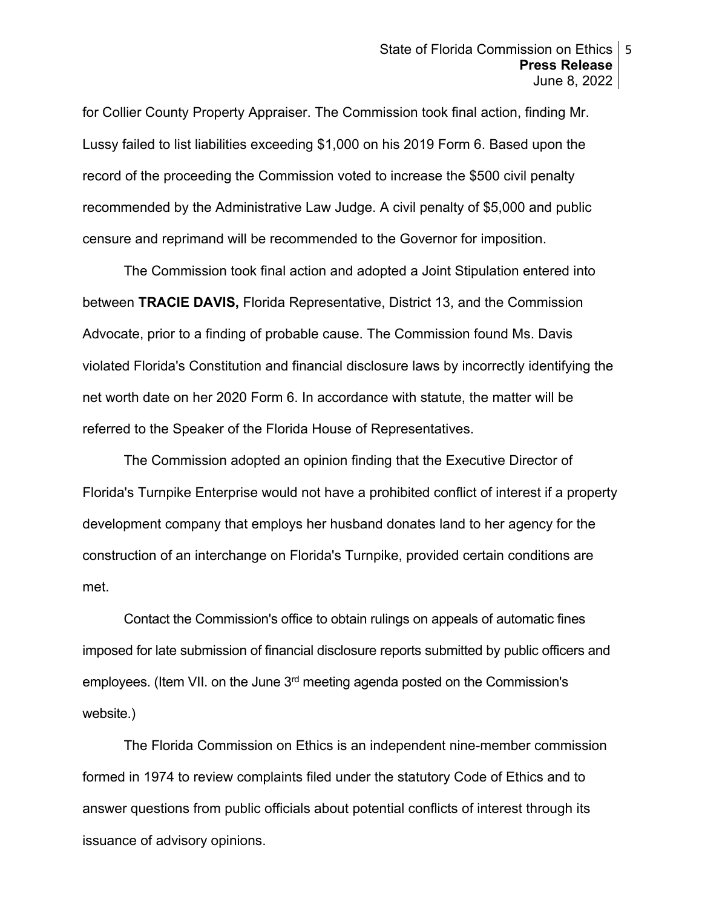for Collier County Property Appraiser. The Commission took final action, finding Mr. Lussy failed to list liabilities exceeding $1,000 on his 2019 Form 6. Based upon the record of the proceeding the Commission voted to increase the $500 civil penalty recommended by the Administrative Law Judge. A civil penalty of $5,000 and public censure and reprimand will be recommended to the Governor for imposition.

The Commission took final action and adopted a Joint Stipulation entered into between **TRACIE DAVIS,** Florida Representative, District 13, and the Commission Advocate, prior to a finding of probable cause. The Commission found Ms. Davis violated Florida's Constitution and financial disclosure laws by incorrectly identifying the net worth date on her 2020 Form 6. In accordance with statute, the matter will be referred to the Speaker of the Florida House of Representatives.

The Commission adopted an opinion finding that the Executive Director of Florida's Turnpike Enterprise would not have a prohibited conflict of interest if a property development company that employs her husband donates land to her agency for the construction of an interchange on Florida's Turnpike, provided certain conditions are met.

Contact the Commission's office to obtain rulings on appeals of automatic fines imposed for late submission of financial disclosure reports submitted by public officers and employees. (Item VII. on the June 3rd meeting agenda posted on the Commission's website.)

The Florida Commission on Ethics is an independent nine-member commission formed in 1974 to review complaints filed under the statutory Code of Ethics and to answer questions from public officials about potential conflicts of interest through its issuance of advisory opinions.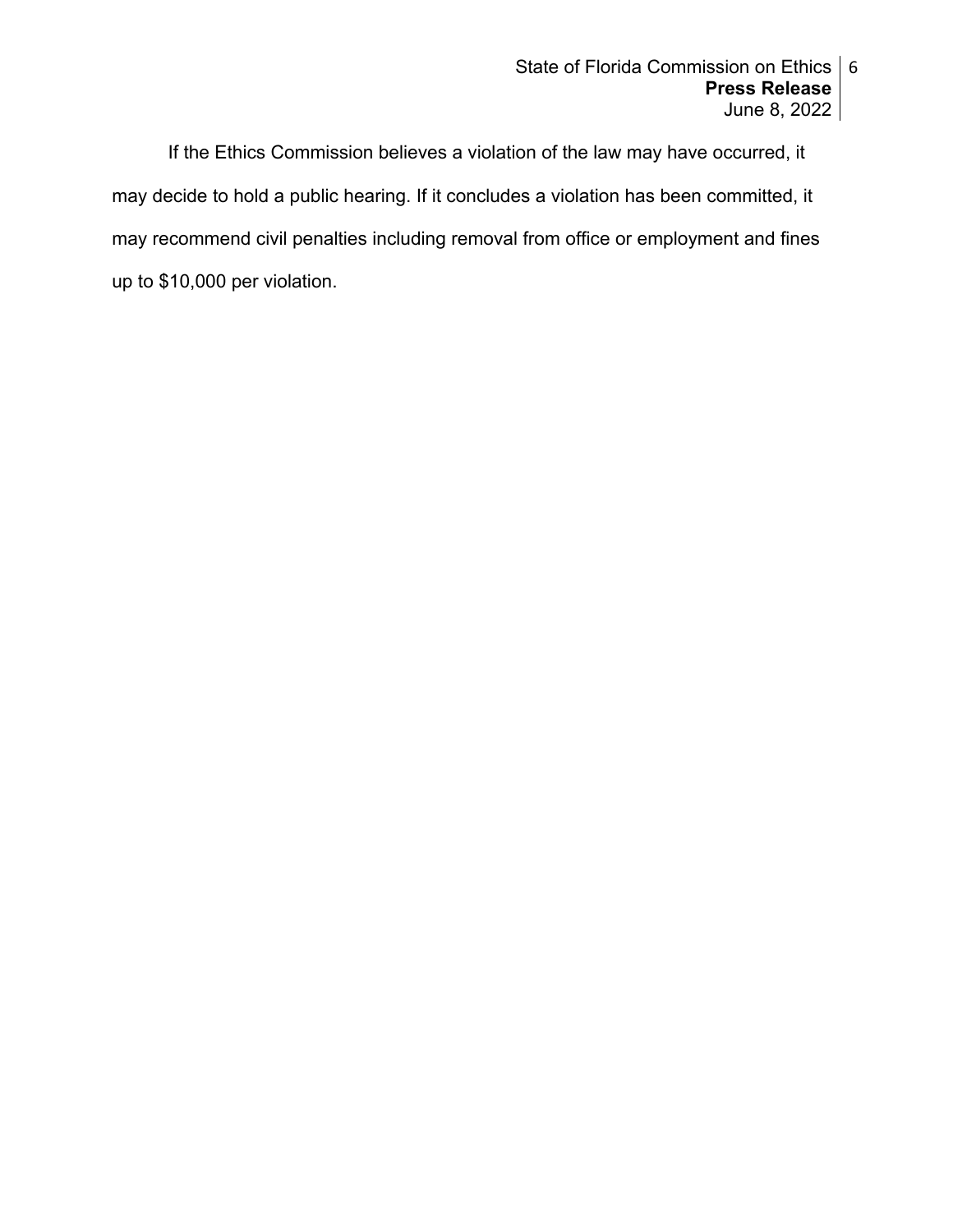If the Ethics Commission believes a violation of the law may have occurred, it may decide to hold a public hearing. If it concludes a violation has been committed, it may recommend civil penalties including removal from office or employment and fines up to $10,000 per violation.